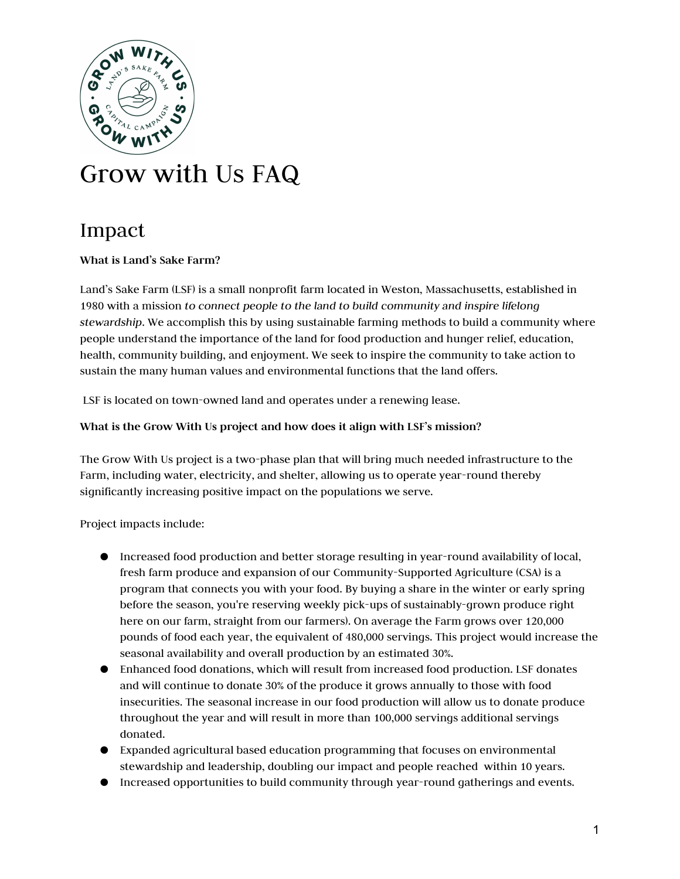# Grow with Us FAQ

## Impact

**What is Land's Sake Farm?**

Land's Sake Farm (LSF) is a small nonprofit farm located in Weston, Massachusetts, established in 1980 with a mission *to connect people to the land to build community and inspire lifelong stewardship.* We accomplish this by using sustainable farming methods to build a community where people understand the importance of the land for food production and hunger relief, education, health, community building, and enjoyment. We seek to inspire the community to take action to sustain the many human values and environmental functions that the land offers.

LSF is located on town-owned land and operates under a renewing lease.

**What is the Grow With Us project and how does it align with LSF's mission?**

The Grow With Us project is a two-phase plan that will bring much needed infrastructure to the Farm, including water, electricity, and shelter, allowing us to operate year-round thereby significantly increasing positive impact on the populations we serve.

Project impacts include:

- Increased food production and better storage resulting in year-round availability of local, fresh farm produce and expansion of our Community-Supported Agriculture (CSA) is a program that connects you with your food. By buying a share in the winter or early spring before the season, you're reserving weekly pick-ups of sustainably-grown produce right here on our farm, straight from our farmers). On average the Farm grows over 120,000 pounds of food each year, the equivalent of 480,000 servings. This project would increase the seasonal availability and overall production by an estimated 30%.
- Enhanced food donations, which will result from increased food production. LSF donates and will continue to donate 30% of the produce it grows annually to those with food insecurities. The seasonal increase in our food production will allow us to donate produce throughout the year and will result in more than 100,000 servings additional servings donated.
- Expanded agricultural based education programming that focuses on environmental stewardship and leadership, doubling our impact and people reached within 10 years.
- Increased opportunities to build community through year-round gatherings and events.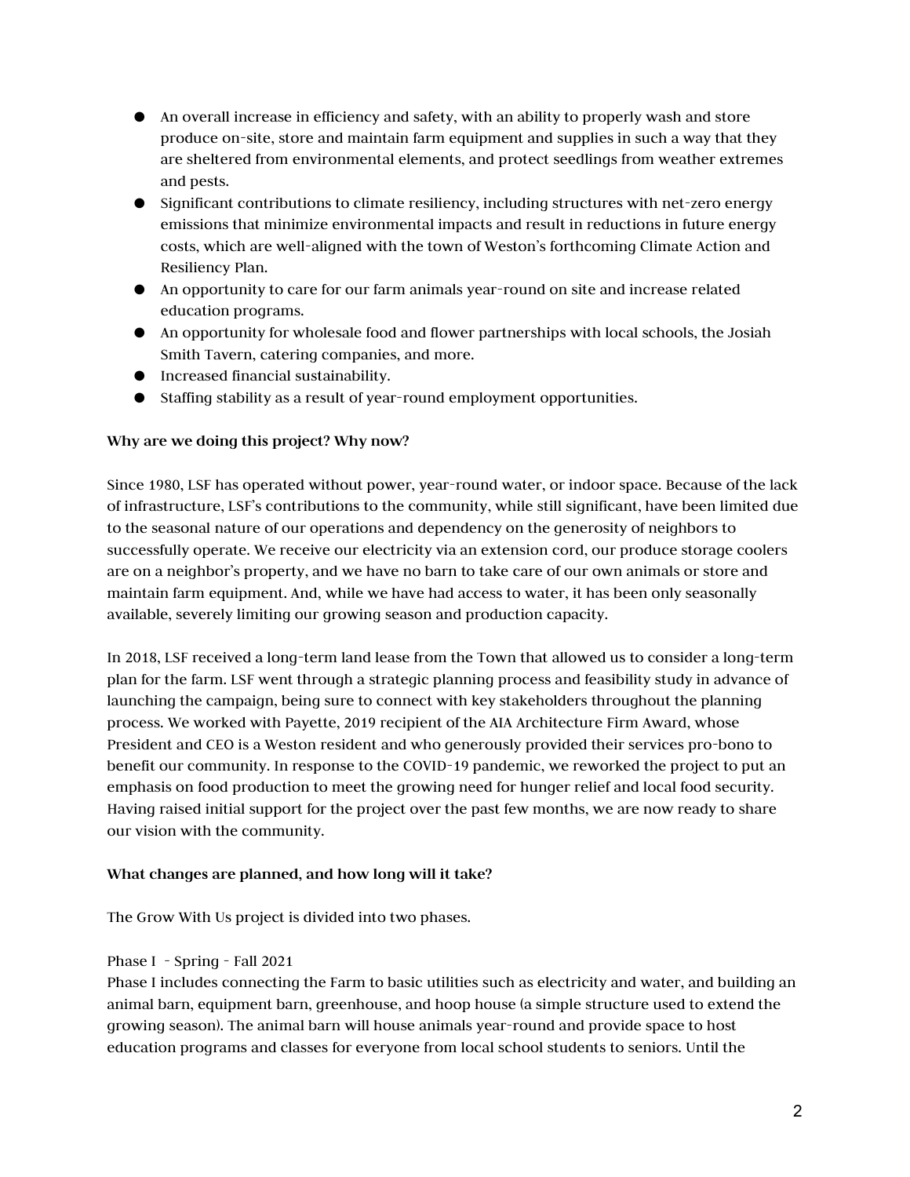- An overall increase in efficiency and safety, with an ability to properly wash and store produce on-site, store and maintain farm equipment and supplies in such a way that they are sheltered from environmental elements, and protect seedlings from weather extremes and pests.
- Significant contributions to climate resiliency, including structures with net-zero energy emissions that minimize environmental impacts and result in reductions in future energy costs, which are well-aligned with the town of Weston's forthcoming Climate Action and Resiliency Plan.
- An opportunity to care for our farm animals year-round on site and increase related education programs.
- An opportunity for wholesale food and flower partnerships with local schools, the Josiah Smith Tavern, catering companies, and more.
- Increased financial sustainability.
- Staffing stability as a result of year-round employment opportunities.

**Why are we doing this project? Why now?**

Since 1980, LSF has operated without power, year-round water, or indoor space. Because of the lack of infrastructure, LSF's contributions to the community, while still significant, have been limited due to the seasonal nature of our operations and dependency on the generosity of neighbors to successfully operate. We receive our electricity via an extension cord, our produce storage coolers are on a neighbor's property, and we have no barn to take care of our own animals or store and maintain farm equipment. And, while we have had access to water, it has been only seasonally available, severely limiting our growing season and production capacity.

In 2018, LSF received a long-term land lease from the Town that allowed us to consider a long-term plan for the farm. LSF went through a strategic planning process and feasibility study in advance of launching the campaign, being sure to connect with key stakeholders throughout the planning process. We worked with Payette, 2019 recipient of the AIA Architecture Firm Award, whose President and CEO is a Weston resident and who generously provided their services pro-bono to benefit our community. In response to the COVID-19 pandemic, we reworked the project to put an emphasis on food production to meet the growing need for hunger relief and local food security. Having raised initial support for the project over the past few months, we are now ready to share our vision with the community.

**What changes are planned, and how long will it take?**

The Grow With Us project is divided into two phases.

Phase I - Spring - Fall 2021
Phase I includes connecting the Farm to basic utilities such as electricity and water, and building an animal barn, equipment barn, greenhouse, and hoop house (a simple structure used to extend the growing season). The animal barn will house animals year-round and provide space to host education programs and classes for everyone from local school students to seniors. Until the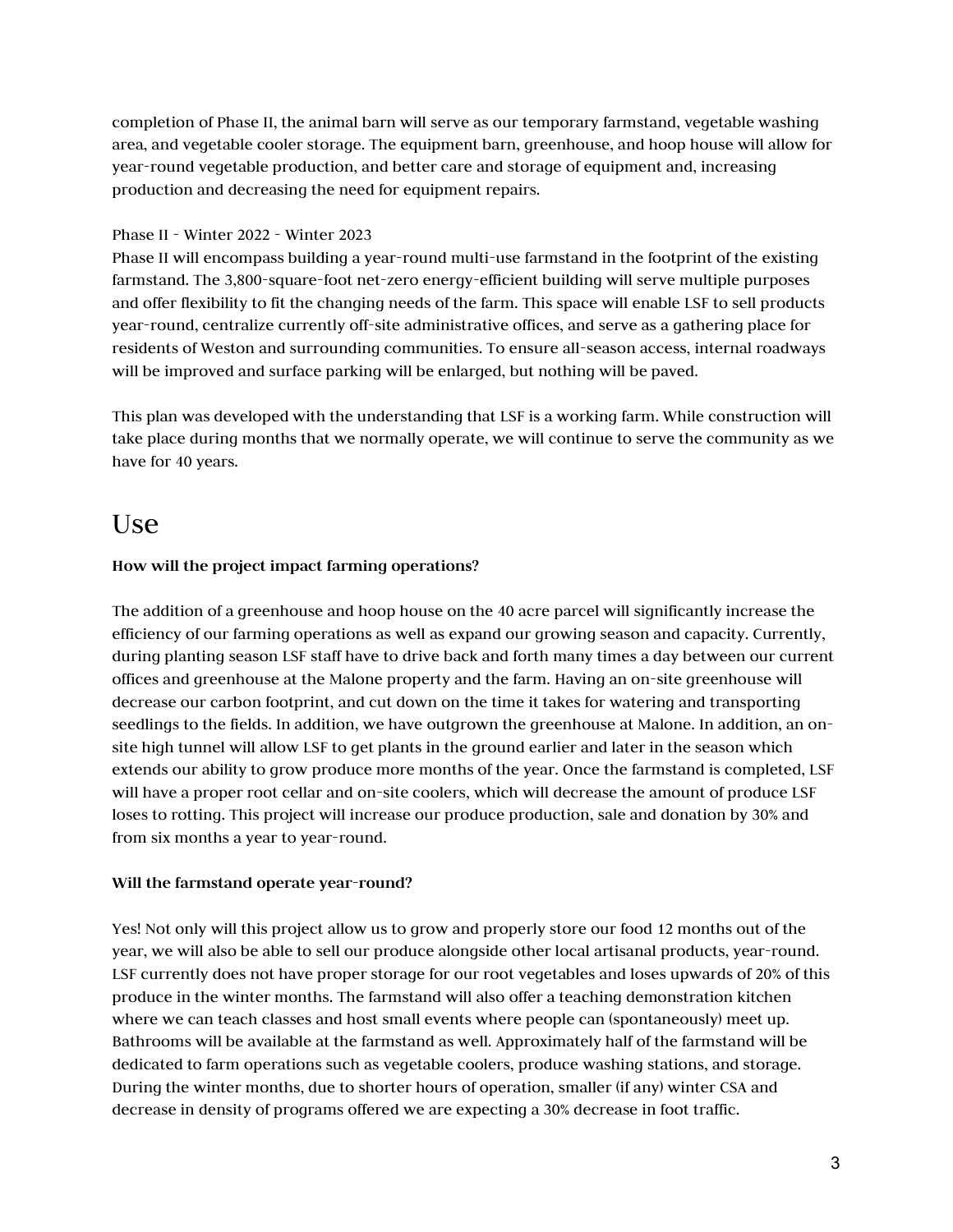completion of Phase II, the animal barn will serve as our temporary farmstand, vegetable washing area, and vegetable cooler storage. The equipment barn, greenhouse, and hoop house will allow for year-round vegetable production, and better care and storage of equipment and, increasing production and decreasing the need for equipment repairs.

Phase II - Winter 2022 - Winter 2023
Phase II will encompass building a year-round multi-use farmstand in the footprint of the existing farmstand. The 3,800-square-foot net-zero energy-efficient building will serve multiple purposes and offer flexibility to fit the changing needs of the farm. This space will enable LSF to sell products year-round, centralize currently off-site administrative offices, and serve as a gathering place for residents of Weston and surrounding communities. To ensure all-season access, internal roadways will be improved and surface parking will be enlarged, but nothing will be paved.

This plan was developed with the understanding that LSF is a working farm. While construction will take place during months that we normally operate, we will continue to serve the community as we have for 40 years.

# Use

**How will the project impact farming operations?**

The addition of a greenhouse and hoop house on the 40 acre parcel will significantly increase the efficiency of our farming operations as well as expand our growing season and capacity. Currently, during planting season LSF staff have to drive back and forth many times a day between our current offices and greenhouse at the Malone property and the farm. Having an on-site greenhouse will decrease our carbon footprint, and cut down on the time it takes for watering and transporting seedlings to the fields. In addition, we have outgrown the greenhouse at Malone. In addition, an on-site high tunnel will allow LSF to get plants in the ground earlier and later in the season which extends our ability to grow produce more months of the year. Once the farmstand is completed, LSF will have a proper root cellar and on-site coolers, which will decrease the amount of produce LSF loses to rotting. This project will increase our produce production, sale and donation by 30% and from six months a year to year-round.

**Will the farmstand operate year-round?**

Yes! Not only will this project allow us to grow and properly store our food 12 months out of the year, we will also be able to sell our produce alongside other local artisanal products, year-round. LSF currently does not have proper storage for our root vegetables and loses upwards of 20% of this produce in the winter months. The farmstand will also offer a teaching demonstration kitchen where we can teach classes and host small events where people can (spontaneously) meet up. Bathrooms will be available at the farmstand as well. Approximately half of the farmstand will be dedicated to farm operations such as vegetable coolers, produce washing stations, and storage. During the winter months, due to shorter hours of operation, smaller (if any) winter CSA and decrease in density of programs offered we are expecting a 30% decrease in foot traffic.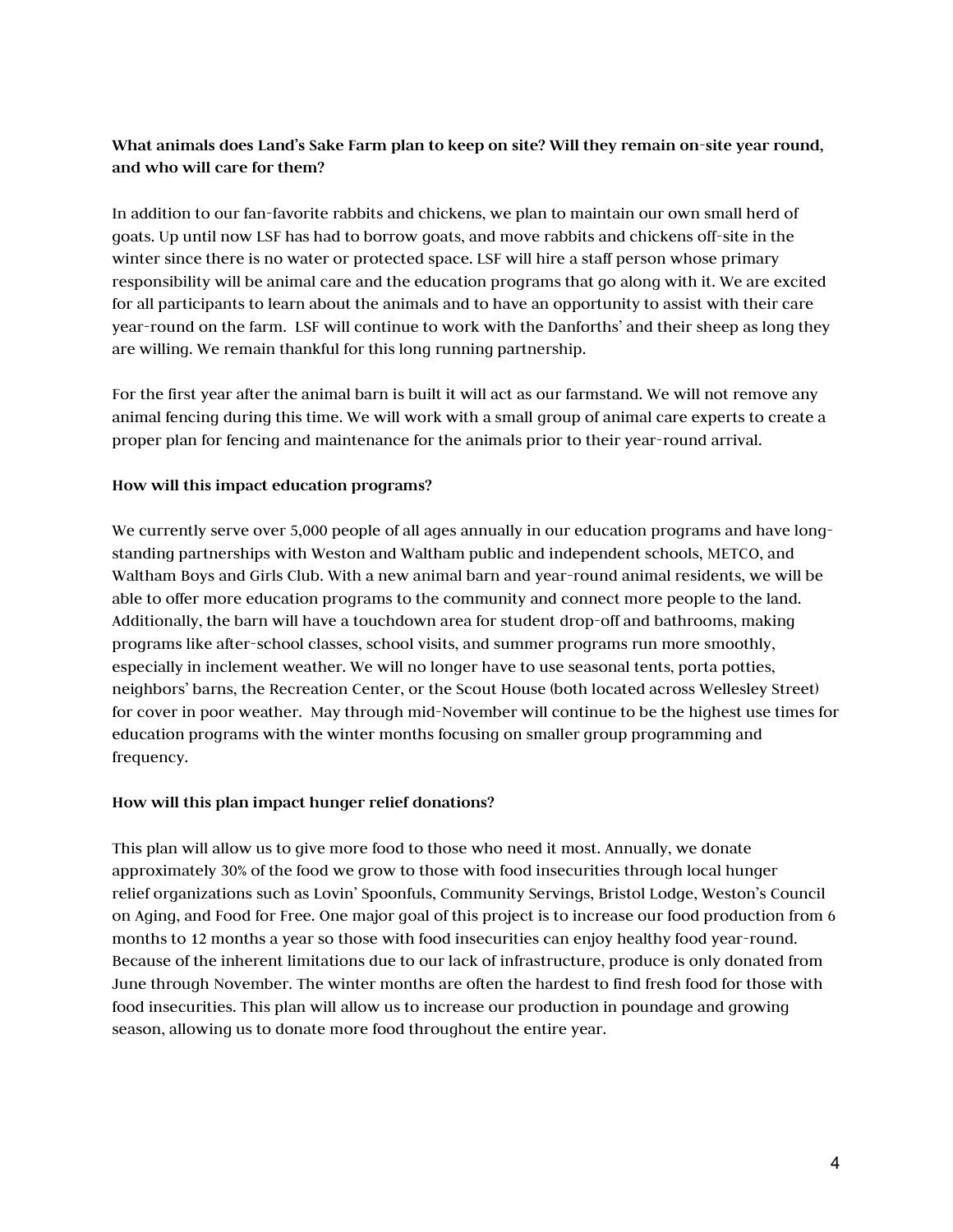**What animals does Land's Sake Farm plan to keep on site? Will they remain on-site year round, and who will care for them?**

In addition to our fan-favorite rabbits and chickens, we plan to maintain our own small herd of goats. Up until now LSF has had to borrow goats, and move rabbits and chickens off-site in the winter since there is no water or protected space. LSF will hire a staff person whose primary responsibility will be animal care and the education programs that go along with it. We are excited for all participants to learn about the animals and to have an opportunity to assist with their care year-round on the farm. LSF will continue to work with the Danforths' and their sheep as long they are willing. We remain thankful for this long running partnership.

For the first year after the animal barn is built it will act as our farmstand. We will not remove any animal fencing during this time. We will work with a small group of animal care experts to create a proper plan for fencing and maintenance for the animals prior to their year-round arrival.

**How will this impact education programs?**

We currently serve over 5,000 people of all ages annually in our education programs and have long-standing partnerships with Weston and Waltham public and independent schools, METCO, and Waltham Boys and Girls Club. With a new animal barn and year-round animal residents, we will be able to offer more education programs to the community and connect more people to the land. Additionally, the barn will have a touchdown area for student drop-off and bathrooms, making programs like after-school classes, school visits, and summer programs run more smoothly, especially in inclement weather. We will no longer have to use seasonal tents, porta potties, neighbors' barns, the Recreation Center, or the Scout House (both located across Wellesley Street) for cover in poor weather. May through mid-November will continue to be the highest use times for education programs with the winter months focusing on smaller group programming and frequency.

**How will this plan impact hunger relief donations?**

This plan will allow us to give more food to those who need it most. Annually, we donate approximately 30% of the food we grow to those with food insecurities through local hunger relief organizations such as Lovin' Spoonfuls, Community Servings, Bristol Lodge, Weston's Council on Aging, and Food for Free. One major goal of this project is to increase our food production from 6 months to 12 months a year so those with food insecurities can enjoy healthy food year-round. Because of the inherent limitations due to our lack of infrastructure, produce is only donated from June through November. The winter months are often the hardest to find fresh food for those with food insecurities. This plan will allow us to increase our production in poundage and growing season, allowing us to donate more food throughout the entire year.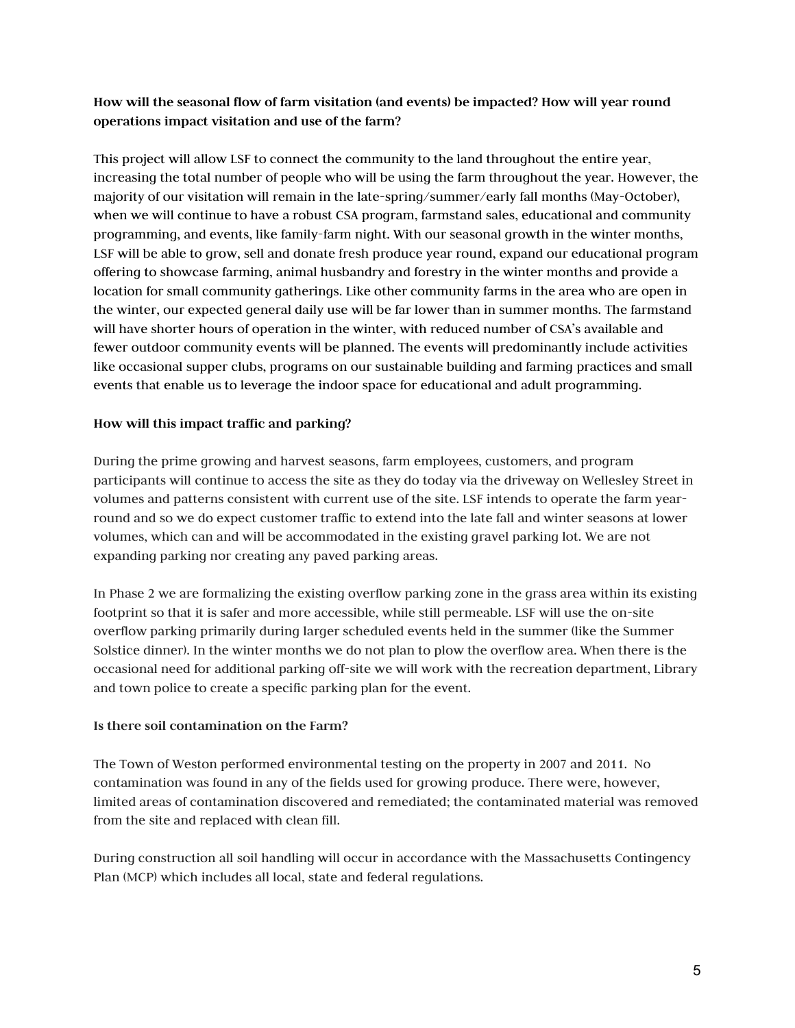**How will the seasonal flow of farm visitation (and events) be impacted? How will year round operations impact visitation and use of the farm?**

This project will allow LSF to connect the community to the land throughout the entire year, increasing the total number of people who will be using the farm throughout the year. However, the majority of our visitation will remain in the late-spring/summer/early fall months (May-October), when we will continue to have a robust CSA program, farmstand sales, educational and community programming, and events, like family-farm night. With our seasonal growth in the winter months, LSF will be able to grow, sell and donate fresh produce year round, expand our educational program offering to showcase farming, animal husbandry and forestry in the winter months and provide a location for small community gatherings. Like other community farms in the area who are open in the winter, our expected general daily use will be far lower than in summer months. The farmstand will have shorter hours of operation in the winter, with reduced number of CSA's available and fewer outdoor community events will be planned. The events will predominantly include activities like occasional supper clubs, programs on our sustainable building and farming practices and small events that enable us to leverage the indoor space for educational and adult programming.

**How will this impact traffic and parking?**

During the prime growing and harvest seasons, farm employees, customers, and program participants will continue to access the site as they do today via the driveway on Wellesley Street in volumes and patterns consistent with current use of the site. LSF intends to operate the farm year-round and so we do expect customer traffic to extend into the late fall and winter seasons at lower volumes, which can and will be accommodated in the existing gravel parking lot. We are not expanding parking nor creating any paved parking areas.

In Phase 2 we are formalizing the existing overflow parking zone in the grass area within its existing footprint so that it is safer and more accessible, while still permeable. LSF will use the on-site overflow parking primarily during larger scheduled events held in the summer (like the Summer Solstice dinner). In the winter months we do not plan to plow the overflow area. When there is the occasional need for additional parking off-site we will work with the recreation department, Library and town police to create a specific parking plan for the event.

**Is there soil contamination on the Farm?**

The Town of Weston performed environmental testing on the property in 2007 and 2011. No contamination was found in any of the fields used for growing produce. There were, however, limited areas of contamination discovered and remediated; the contaminated material was removed from the site and replaced with clean fill.

During construction all soil handling will occur in accordance with the Massachusetts Contingency Plan (MCP) which includes all local, state and federal regulations.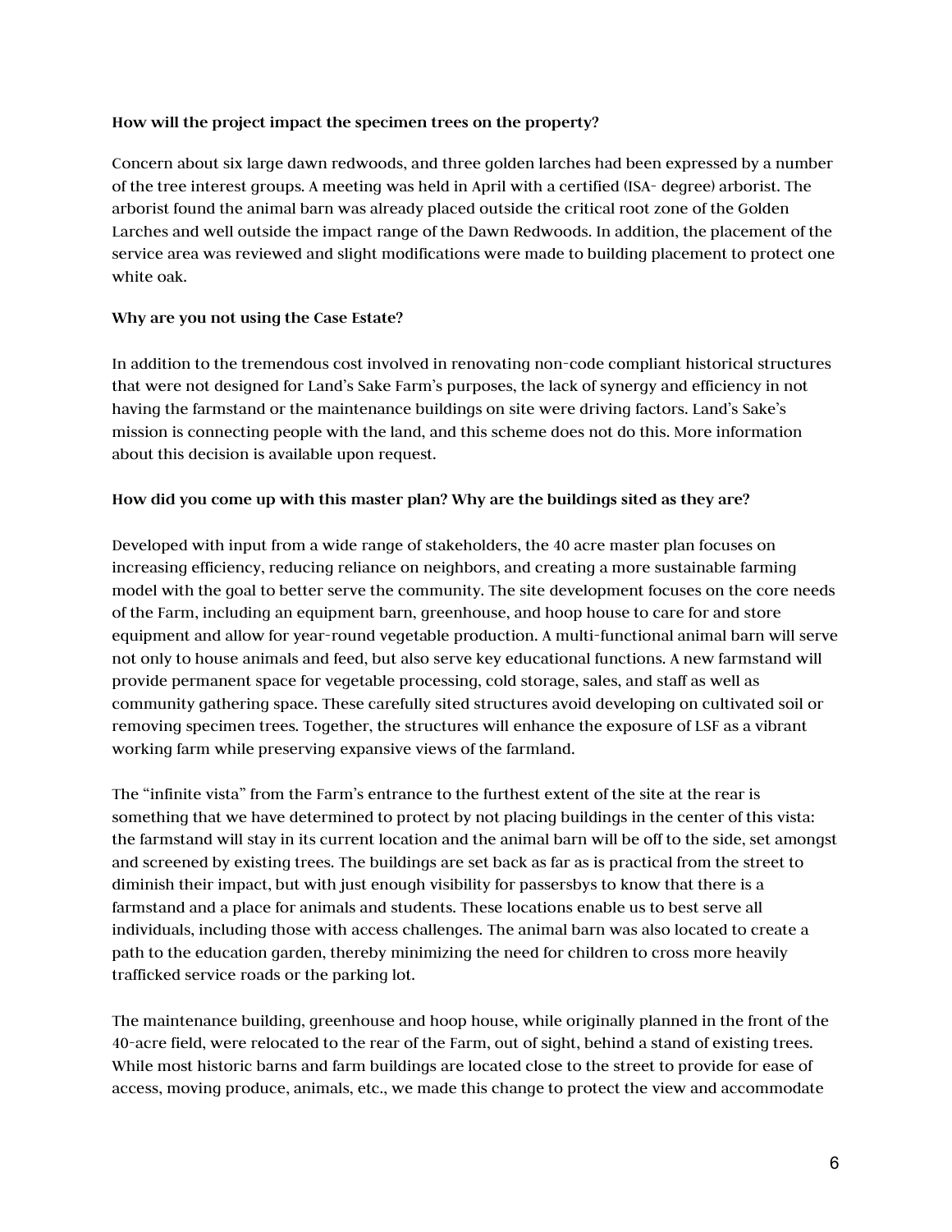**How will the project impact the specimen trees on the property?**

Concern about six large dawn redwoods, and three golden larches had been expressed by a number of the tree interest groups. A meeting was held in April with a certified (ISA- degree) arborist. The arborist found the animal barn was already placed outside the critical root zone of the Golden Larches and well outside the impact range of the Dawn Redwoods. In addition, the placement of the service area was reviewed and slight modifications were made to building placement to protect one white oak.

**Why are you not using the Case Estate?**

In addition to the tremendous cost involved in renovating non-code compliant historical structures that were not designed for Land's Sake Farm's purposes, the lack of synergy and efficiency in not having the farmstand or the maintenance buildings on site were driving factors. Land's Sake's mission is connecting people with the land, and this scheme does not do this. More information about this decision is available upon request.

**How did you come up with this master plan? Why are the buildings sited as they are?**

Developed with input from a wide range of stakeholders, the 40 acre master plan focuses on increasing efficiency, reducing reliance on neighbors, and creating a more sustainable farming model with the goal to better serve the community. The site development focuses on the core needs of the Farm, including an equipment barn, greenhouse, and hoop house to care for and store equipment and allow for year-round vegetable production. A multi-functional animal barn will serve not only to house animals and feed, but also serve key educational functions. A new farmstand will provide permanent space for vegetable processing, cold storage, sales, and staff as well as community gathering space. These carefully sited structures avoid developing on cultivated soil or removing specimen trees. Together, the structures will enhance the exposure of LSF as a vibrant working farm while preserving expansive views of the farmland.

The "infinite vista" from the Farm's entrance to the furthest extent of the site at the rear is something that we have determined to protect by not placing buildings in the center of this vista: the farmstand will stay in its current location and the animal barn will be off to the side, set amongst and screened by existing trees. The buildings are set back as far as is practical from the street to diminish their impact, but with just enough visibility for passersbys to know that there is a farmstand and a place for animals and students. These locations enable us to best serve all individuals, including those with access challenges. The animal barn was also located to create a path to the education garden, thereby minimizing the need for children to cross more heavily trafficked service roads or the parking lot.

The maintenance building, greenhouse and hoop house, while originally planned in the front of the 40-acre field, were relocated to the rear of the Farm, out of sight, behind a stand of existing trees. While most historic barns and farm buildings are located close to the street to provide for ease of access, moving produce, animals, etc., we made this change to protect the view and accommodate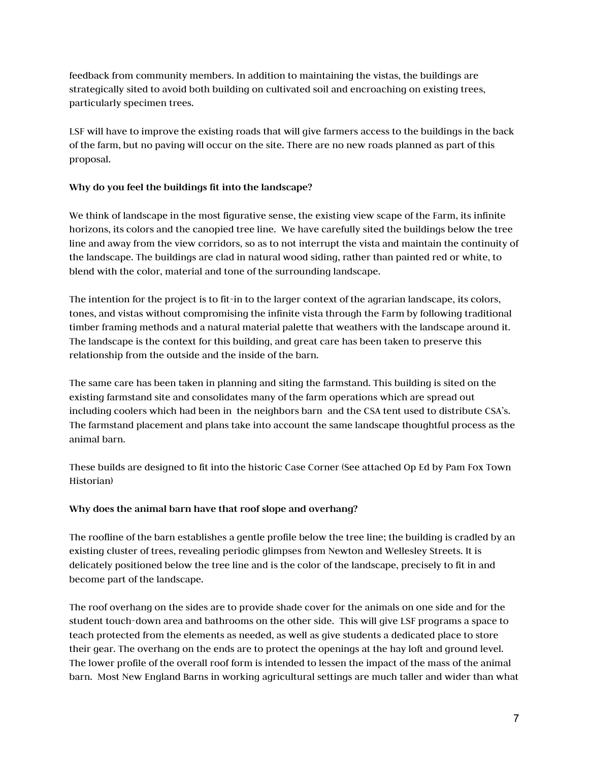feedback from community members. In addition to maintaining the vistas, the buildings are strategically sited to avoid both building on cultivated soil and encroaching on existing trees, particularly specimen trees.

LSF will have to improve the existing roads that will give farmers access to the buildings in the back of the farm, but no paving will occur on the site. There are no new roads planned as part of this proposal.

**Why do you feel the buildings fit into the landscape?**

We think of landscape in the most figurative sense, the existing view scape of the Farm, its infinite horizons, its colors and the canopied tree line. We have carefully sited the buildings below the tree line and away from the view corridors, so as to not interrupt the vista and maintain the continuity of the landscape. The buildings are clad in natural wood siding, rather than painted red or white, to blend with the color, material and tone of the surrounding landscape.

The intention for the project is to fit-in to the larger context of the agrarian landscape, its colors, tones, and vistas without compromising the infinite vista through the Farm by following traditional timber framing methods and a natural material palette that weathers with the landscape around it. The landscape is the context for this building, and great care has been taken to preserve this relationship from the outside and the inside of the barn.

The same care has been taken in planning and siting the farmstand. This building is sited on the existing farmstand site and consolidates many of the farm operations which are spread out including coolers which had been in the neighbors barn and the CSA tent used to distribute CSA's. The farmstand placement and plans take into account the same landscape thoughtful process as the animal barn.

These builds are designed to fit into the historic Case Corner (See attached Op Ed by Pam Fox Town Historian)

**Why does the animal barn have that roof slope and overhang?**

The roofline of the barn establishes a gentle profile below the tree line; the building is cradled by an existing cluster of trees, revealing periodic glimpses from Newton and Wellesley Streets. It is delicately positioned below the tree line and is the color of the landscape, precisely to fit in and become part of the landscape.

The roof overhang on the sides are to provide shade cover for the animals on one side and for the student touch-down area and bathrooms on the other side. This will give LSF programs a space to teach protected from the elements as needed, as well as give students a dedicated place to store their gear. The overhang on the ends are to protect the openings at the hay loft and ground level. The lower profile of the overall roof form is intended to lessen the impact of the mass of the animal barn. Most New England Barns in working agricultural settings are much taller and wider than what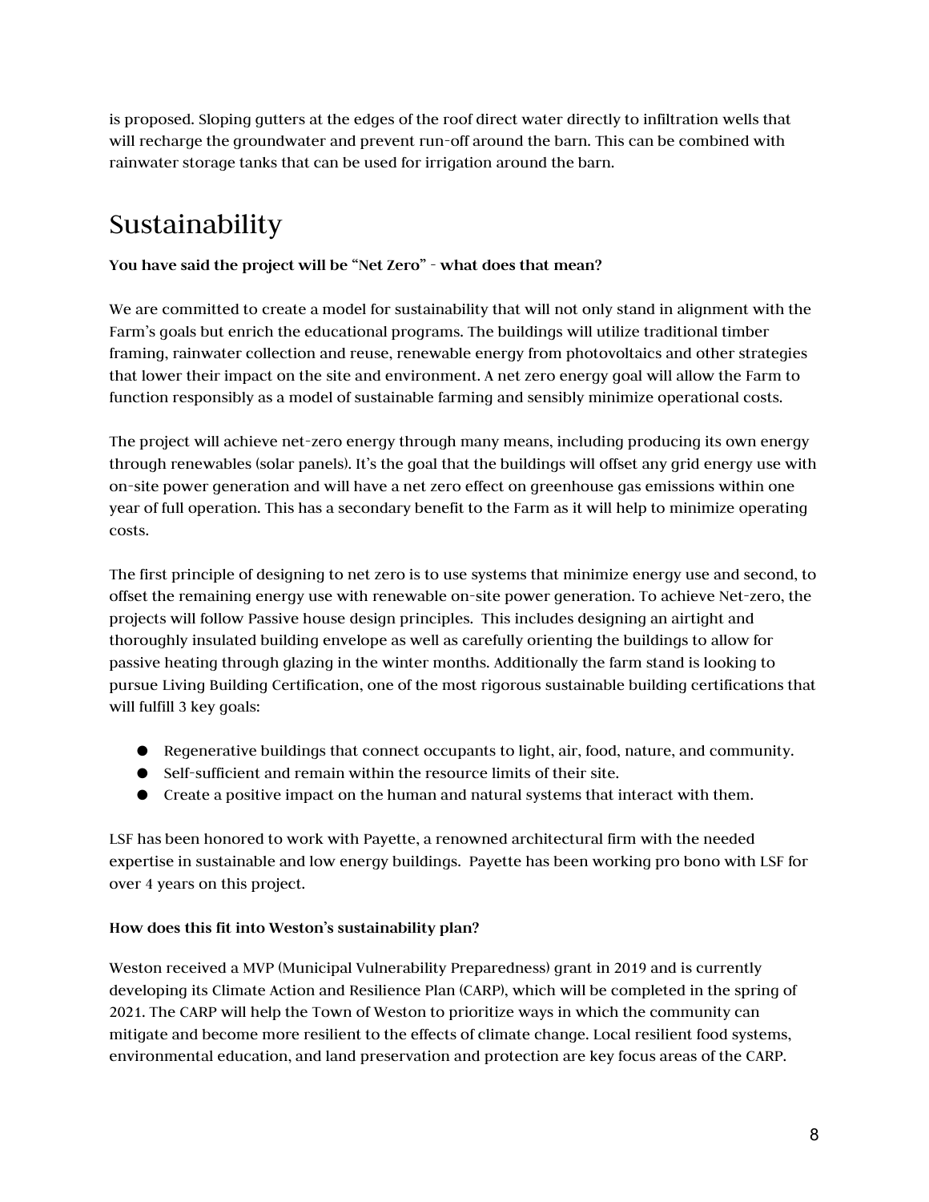is proposed. Sloping gutters at the edges of the roof direct water directly to infiltration wells that will recharge the groundwater and prevent run-off around the barn. This can be combined with rainwater storage tanks that can be used for irrigation around the barn.

# Sustainability

**You have said the project will be "Net Zero" - what does that mean?**

We are committed to create a model for sustainability that will not only stand in alignment with the Farm's goals but enrich the educational programs. The buildings will utilize traditional timber framing, rainwater collection and reuse, renewable energy from photovoltaics and other strategies that lower their impact on the site and environment. A net zero energy goal will allow the Farm to function responsibly as a model of sustainable farming and sensibly minimize operational costs.

The project will achieve net-zero energy through many means, including producing its own energy through renewables (solar panels). It's the goal that the buildings will offset any grid energy use with on-site power generation and will have a net zero effect on greenhouse gas emissions within one year of full operation. This has a secondary benefit to the Farm as it will help to minimize operating costs.

The first principle of designing to net zero is to use systems that minimize energy use and second, to offset the remaining energy use with renewable on-site power generation. To achieve Net-zero, the projects will follow Passive house design principles. This includes designing an airtight and thoroughly insulated building envelope as well as carefully orienting the buildings to allow for passive heating through glazing in the winter months. Additionally the farm stand is looking to pursue Living Building Certification, one of the most rigorous sustainable building certifications that will fulfill 3 key goals:

- Regenerative buildings that connect occupants to light, air, food, nature, and community.
- Self-sufficient and remain within the resource limits of their site.
- Create a positive impact on the human and natural systems that interact with them.

LSF has been honored to work with Payette, a renowned architectural firm with the needed expertise in sustainable and low energy buildings. Payette has been working pro bono with LSF for over 4 years on this project.

**How does this fit into Weston's sustainability plan?**

Weston received a MVP (Municipal Vulnerability Preparedness) grant in 2019 and is currently developing its Climate Action and Resilience Plan (CARP), which will be completed in the spring of 2021. The CARP will help the Town of Weston to prioritize ways in which the community can mitigate and become more resilient to the effects of climate change. Local resilient food systems, environmental education, and land preservation and protection are key focus areas of the CARP.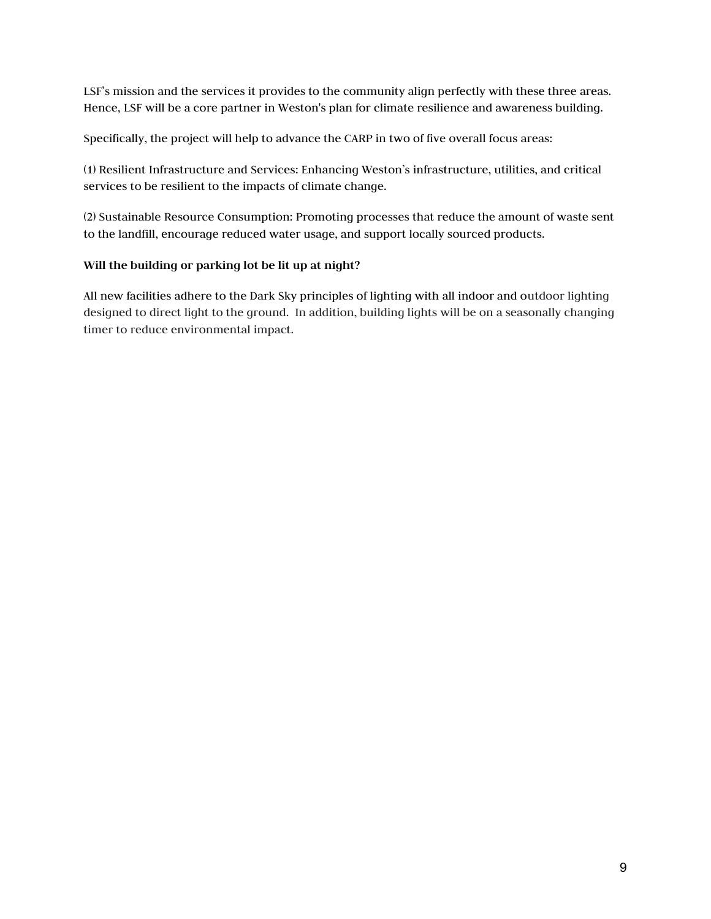LSF's mission and the services it provides to the community align perfectly with these three areas. Hence, LSF will be a core partner in Weston's plan for climate resilience and awareness building.

Specifically, the project will help to advance the CARP in two of five overall focus areas:

(1) Resilient Infrastructure and Services: Enhancing Weston's infrastructure, utilities, and critical services to be resilient to the impacts of climate change.

(2) Sustainable Resource Consumption: Promoting processes that reduce the amount of waste sent to the landfill, encourage reduced water usage, and support locally sourced products.

**Will the building or parking lot be lit up at night?**

All new facilities adhere to the Dark Sky principles of lighting with all indoor and outdoor lighting designed to direct light to the ground. In addition, building lights will be on a seasonally changing timer to reduce environmental impact.